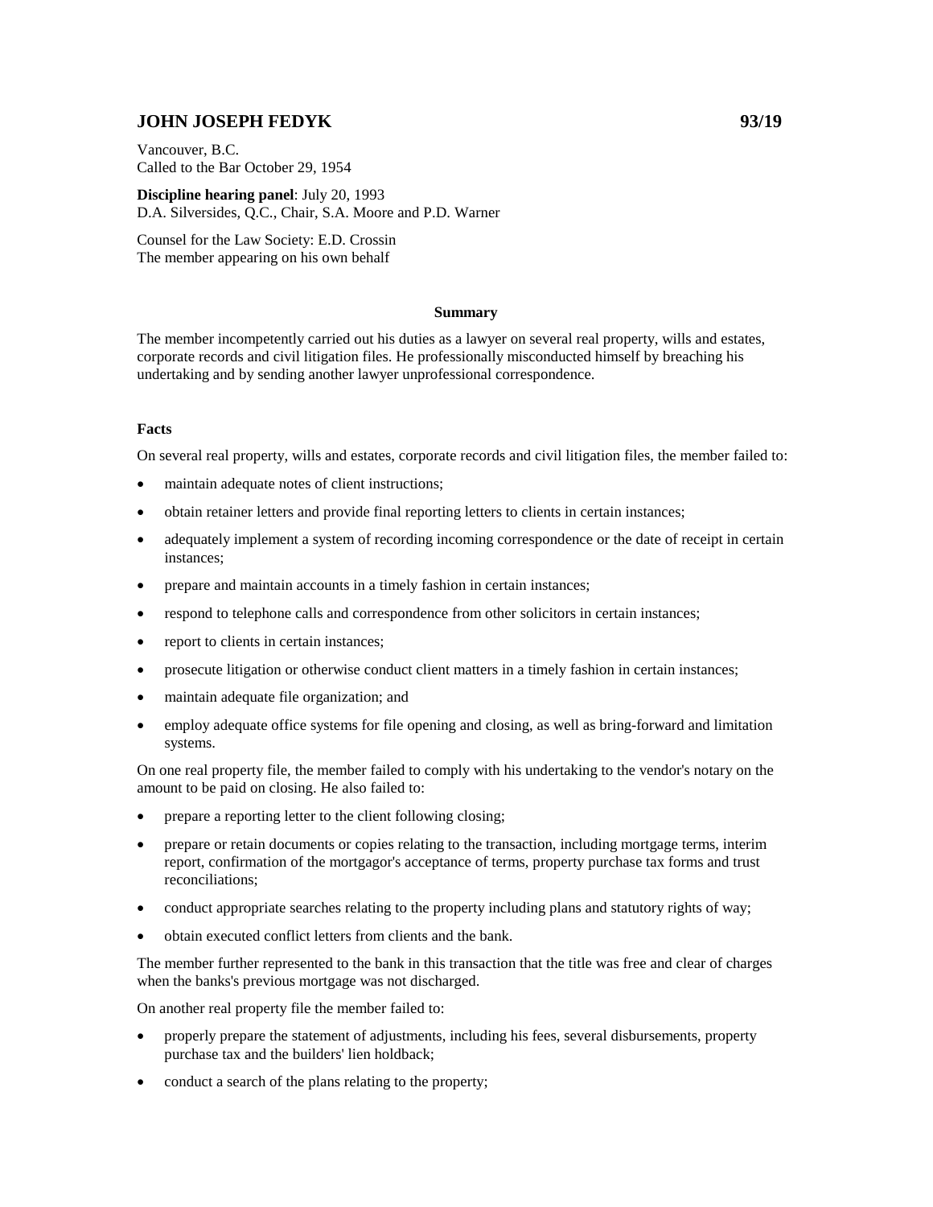## JOHN JOSEPH FEDYK 93/19

Vancouver, B.C.
Called to the Bar October 29, 1954

**Discipline hearing panel**: July 20, 1993
D.A. Silversides, Q.C., Chair, S.A. Moore and P.D. Warner

Counsel for the Law Society: E.D. Crossin
The member appearing on his own behalf

### Summary

The member incompetently carried out his duties as a lawyer on several real property, wills and estates, corporate records and civil litigation files. He professionally misconducted himself by breaching his undertaking and by sending another lawyer unprofessional correspondence.

### Facts

On several real property, wills and estates, corporate records and civil litigation files, the member failed to:

- maintain adequate notes of client instructions;
- obtain retainer letters and provide final reporting letters to clients in certain instances;
- adequately implement a system of recording incoming correspondence or the date of receipt in certain instances;
- prepare and maintain accounts in a timely fashion in certain instances;
- respond to telephone calls and correspondence from other solicitors in certain instances;
- report to clients in certain instances;
- prosecute litigation or otherwise conduct client matters in a timely fashion in certain instances;
- maintain adequate file organization; and
- employ adequate office systems for file opening and closing, as well as bring-forward and limitation systems.

On one real property file, the member failed to comply with his undertaking to the vendor's notary on the amount to be paid on closing. He also failed to:

- prepare a reporting letter to the client following closing;
- prepare or retain documents or copies relating to the transaction, including mortgage terms, interim report, confirmation of the mortgagor's acceptance of terms, property purchase tax forms and trust reconciliations;
- conduct appropriate searches relating to the property including plans and statutory rights of way;
- obtain executed conflict letters from clients and the bank.

The member further represented to the bank in this transaction that the title was free and clear of charges when the banks's previous mortgage was not discharged.

On another real property file the member failed to:

- properly prepare the statement of adjustments, including his fees, several disbursements, property purchase tax and the builders' lien holdback;
- conduct a search of the plans relating to the property;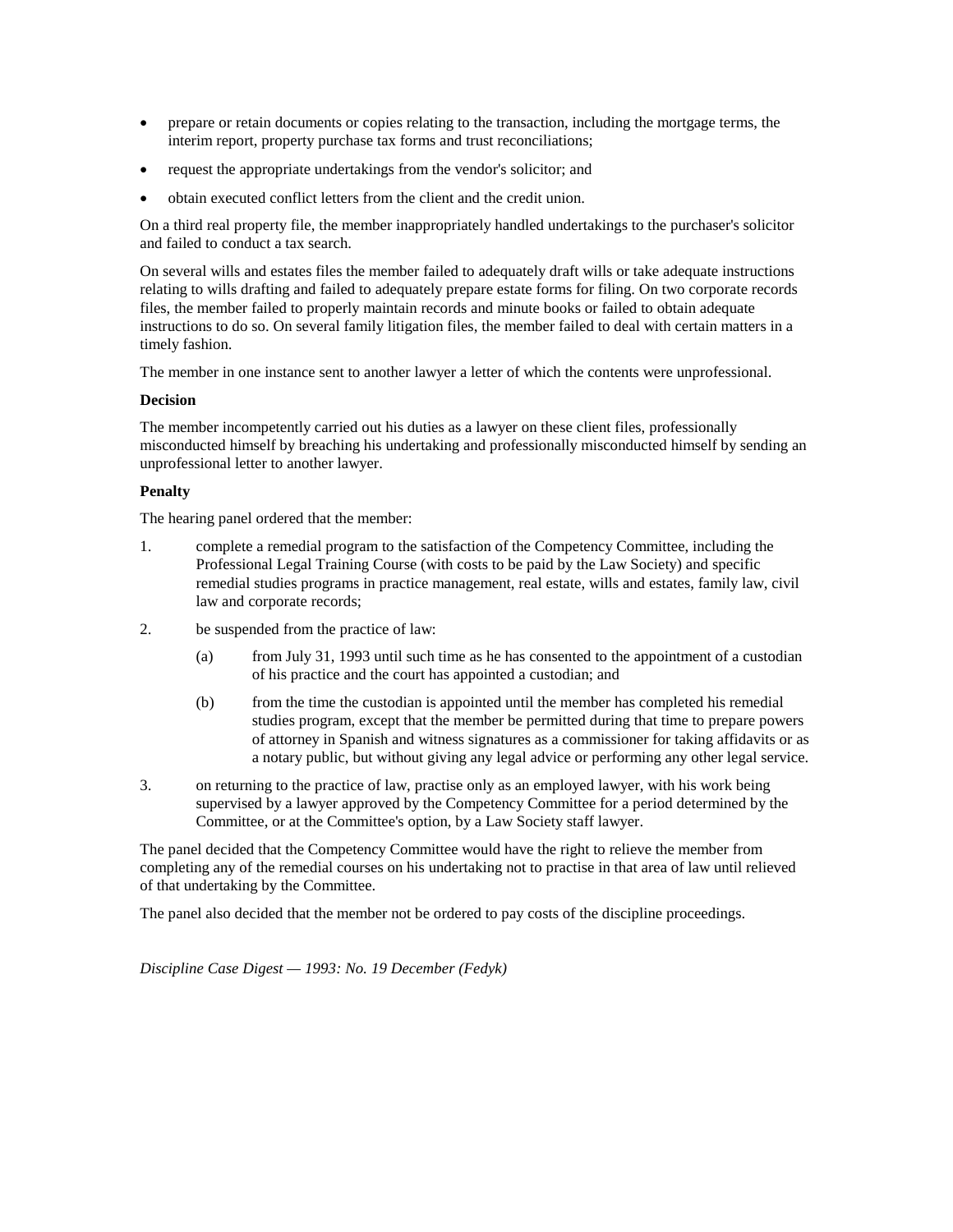- prepare or retain documents or copies relating to the transaction, including the mortgage terms, the interim report, property purchase tax forms and trust reconciliations;
- request the appropriate undertakings from the vendor's solicitor; and
- obtain executed conflict letters from the client and the credit union.

On a third real property file, the member inappropriately handled undertakings to the purchaser's solicitor and failed to conduct a tax search.

On several wills and estates files the member failed to adequately draft wills or take adequate instructions relating to wills drafting and failed to adequately prepare estate forms for filing. On two corporate records files, the member failed to properly maintain records and minute books or failed to obtain adequate instructions to do so. On several family litigation files, the member failed to deal with certain matters in a timely fashion.

The member in one instance sent to another lawyer a letter of which the contents were unprofessional.

**Decision**

The member incompetently carried out his duties as a lawyer on these client files, professionally misconducted himself by breaching his undertaking and professionally misconducted himself by sending an unprofessional letter to another lawyer.

**Penalty**

The hearing panel ordered that the member:

1. complete a remedial program to the satisfaction of the Competency Committee, including the Professional Legal Training Course (with costs to be paid by the Law Society) and specific remedial studies programs in practice management, real estate, wills and estates, family law, civil law and corporate records;
2. be suspended from the practice of law:
   (a) from July 31, 1993 until such time as he has consented to the appointment of a custodian of his practice and the court has appointed a custodian; and
   (b) from the time the custodian is appointed until the member has completed his remedial studies program, except that the member be permitted during that time to prepare powers of attorney in Spanish and witness signatures as a commissioner for taking affidavits or as a notary public, but without giving any legal advice or performing any other legal service.
3. on returning to the practice of law, practise only as an employed lawyer, with his work being supervised by a lawyer approved by the Competency Committee for a period determined by the Committee, or at the Committee's option, by a Law Society staff lawyer.

The panel decided that the Competency Committee would have the right to relieve the member from completing any of the remedial courses on his undertaking not to practise in that area of law until relieved of that undertaking by the Committee.

The panel also decided that the member not be ordered to pay costs of the discipline proceedings.

*Discipline Case Digest — 1993: No. 19 December (Fedyk)*